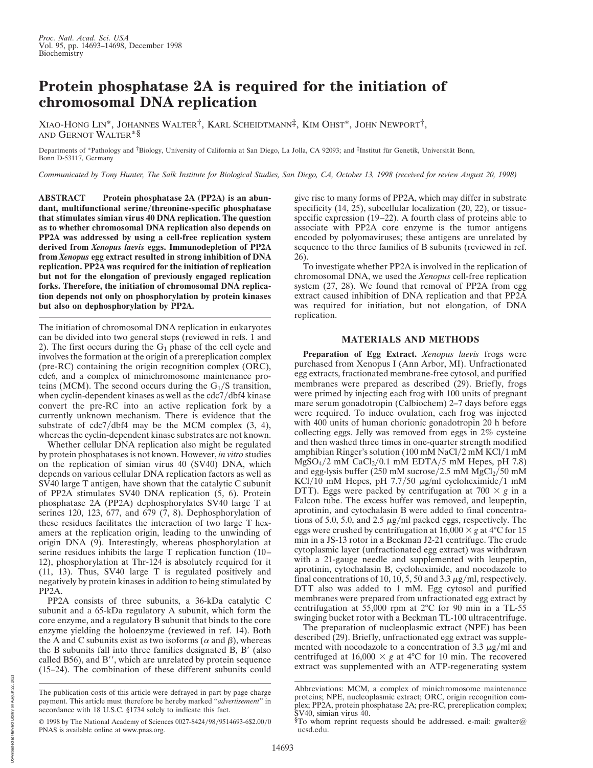# Protein phosphatase 2A is required for the initiation of chromosomal DNA replication

Xiao-Hong Lin*, Johannes Walter†, Karl Scheidtmann‡, Kim Ohst*, John Newport†, and Gernot Walter*§

Departments of *Pathology and †Biology, University of California at San Diego, La Jolla, CA 92093; and ‡Institut für Genetik, Universität Bonn, Bonn D-53117, Germany

*Communicated by Tony Hunter, The Salk Institute for Biological Studies, San Diego, CA, October 13, 1998 (received for review August 20, 1998)*

**ABSTRACT** **Protein phosphatase 2A (PP2A) is an abundant, multifunctional serine/threonine-specific phosphatase that stimulates simian virus 40 DNA replication. The question as to whether chromosomal DNA replication also depends on PP2A was addressed by using a cell-free replication system derived from *Xenopus laevis* eggs. Immunodepletion of PP2A from *Xenopus* egg extract resulted in strong inhibition of DNA replication. PP2A was required for the initiation of replication but not for the elongation of previously engaged replication forks. Therefore, the initiation of chromosomal DNA replication depends not only on phosphorylation by protein kinases but also on dephosphorylation by PP2A.**

The initiation of chromosomal DNA replication in eukaryotes can be divided into two general steps (reviewed in refs. 1 and 2). The first occurs during the $G_1$ phase of the cell cycle and involves the formation at the origin of a prereplication complex (pre-RC) containing the origin recognition complex (ORC), cdc6, and a complex of minichromosome maintenance proteins (MCM). The second occurs during the $G_1$/S transition, when cyclin-dependent kinases as well as the cdc7/dbf4 kinase convert the pre-RC into an active replication fork by a currently unknown mechanism. There is evidence that the substrate of cdc7/dbf4 may be the MCM complex (3, 4), whereas the cyclin-dependent kinase substrates are not known.

Whether cellular DNA replication also might be regulated by protein phosphatases is not known. However, *in vitro* studies on the replication of simian virus 40 (SV40) DNA, which depends on various cellular DNA replication factors as well as SV40 large T antigen, have shown that the catalytic C subunit of PP2A stimulates SV40 DNA replication (5, 6). Protein phosphatase 2A (PP2A) dephosphorylates SV40 large T at serines 120, 123, 677, and 679 (7, 8). Dephosphorylation of these residues facilitates the interaction of two large T hexamers at the replication origin, leading to the unwinding of origin DNA (9). Interestingly, whereas phosphorylation at serine residues inhibits the large T replication function (10–12), phosphorylation at Thr-124 is absolutely required for it (11, 13). Thus, SV40 large T is regulated positively and negatively by protein kinases in addition to being stimulated by PP2A.

PP2A consists of three subunits, a 36-kDa catalytic C subunit and a 65-kDa regulatory A subunit, which form the core enzyme, and a regulatory B subunit that binds to the core enzyme yielding the holoenzyme (reviewed in ref. 14). Both the A and C subunits exist as two isoforms ($\alpha$ and $\beta$), whereas the B subunits fall into three families designated B, B′ (also called B56), and B″, which are unrelated by protein sequence (15–24). The combination of these different subunits could give rise to many forms of PP2A, which may differ in substrate specificity (14, 25), subcellular localization (20, 22), or tissue-specific expression (19–22). A fourth class of proteins able to associate with PP2A core enzyme is the tumor antigens encoded by polyomaviruses; these antigens are unrelated by sequence to the three families of B subunits (reviewed in ref. 26).

To investigate whether PP2A is involved in the replication of chromosomal DNA, we used the *Xenopus* cell-free replication system (27, 28). We found that removal of PP2A from egg extract caused inhibition of DNA replication and that PP2A was required for initiation, but not elongation, of DNA replication.

## MATERIALS AND METHODS

**Preparation of Egg Extract.** *Xenopus laevis* frogs were purchased from Xenopus I (Ann Arbor, MI). Unfractionated egg extracts, fractionated membrane-free cytosol, and purified membranes were prepared as described (29). Briefly, frogs were primed by injecting each frog with 100 units of pregnant mare serum gonadotropin (Calbiochem) 2–7 days before eggs were required. To induce ovulation, each frog was injected with 400 units of human chorionic gonadotropin 20 h before collecting eggs. Jelly was removed from eggs in 2% cysteine and then washed three times in one-quarter strength modified amphibian Ringer's solution (100 mM NaCl/2 mM KCl/1 mM $MgSO_4$/2 mM $CaCl_2$/0.1 mM EDTA/5 mM Hepes, pH 7.8) and egg-lysis buffer (250 mM sucrose/2.5 mM $MgCl_2$/50 mM KCl/10 mM Hepes, pH 7.7/50 $\mu$g/ml cycloheximide/1 mM DTT). Eggs were packed by centrifugation at 700 × *g* in a Falcon tube. The excess buffer was removed, and leupeptin, aprotinin, and cytochalasin B were added to final concentrations of 5.0, 5.0, and 2.5 $\mu$g/ml packed eggs, respectively. The eggs were crushed by centrifugation at 16,000 × *g* at 4°C for 15 min in a JS-13 rotor in a Beckman J2-21 centrifuge. The crude cytoplasmic layer (unfractionated egg extract) was withdrawn with a 21-gauge needle and supplemented with leupeptin, aprotinin, cytochalasin B, cycloheximide, and nocodazole to final concentrations of 10, 10, 5, 50 and 3.3 $\mu$g/ml, respectively. DTT also was added to 1 mM. Egg cytosol and purified membranes were prepared from unfractionated egg extract by centrifugation at 55,000 rpm at 2°C for 90 min in a TL-55 swinging bucket rotor with a Beckman TL-100 ultracentrifuge.

The preparation of nucleoplasmic extract (NPE) has been described (29). Briefly, unfractionated egg extract was supplemented with nocodazole to a concentration of 3.3 $\mu$g/ml and centrifuged at 16,000 × *g* at 4°C for 10 min. The recovered extract was supplemented with an ATP-regenerating system

The publication costs of this article were defrayed in part by page charge payment. This article must therefore be hereby marked "*advertisement*" in accordance with 18 U.S.C. §1734 solely to indicate this fact.

© 1998 by The National Academy of Sciences 0027-8424/98/9514693-6$2.00/0
PNAS is available online at www.pnas.org.

Abbreviations: MCM, a complex of minichromosome maintenance proteins; NPE, nucleoplasmic extract; ORC, origin recognition complex; PP2A, protein phosphatase 2A; pre-RC, prereplication complex; SV40, simian virus 40.

§To whom reprint requests should be addressed. e-mail: gwalter@ucsd.edu.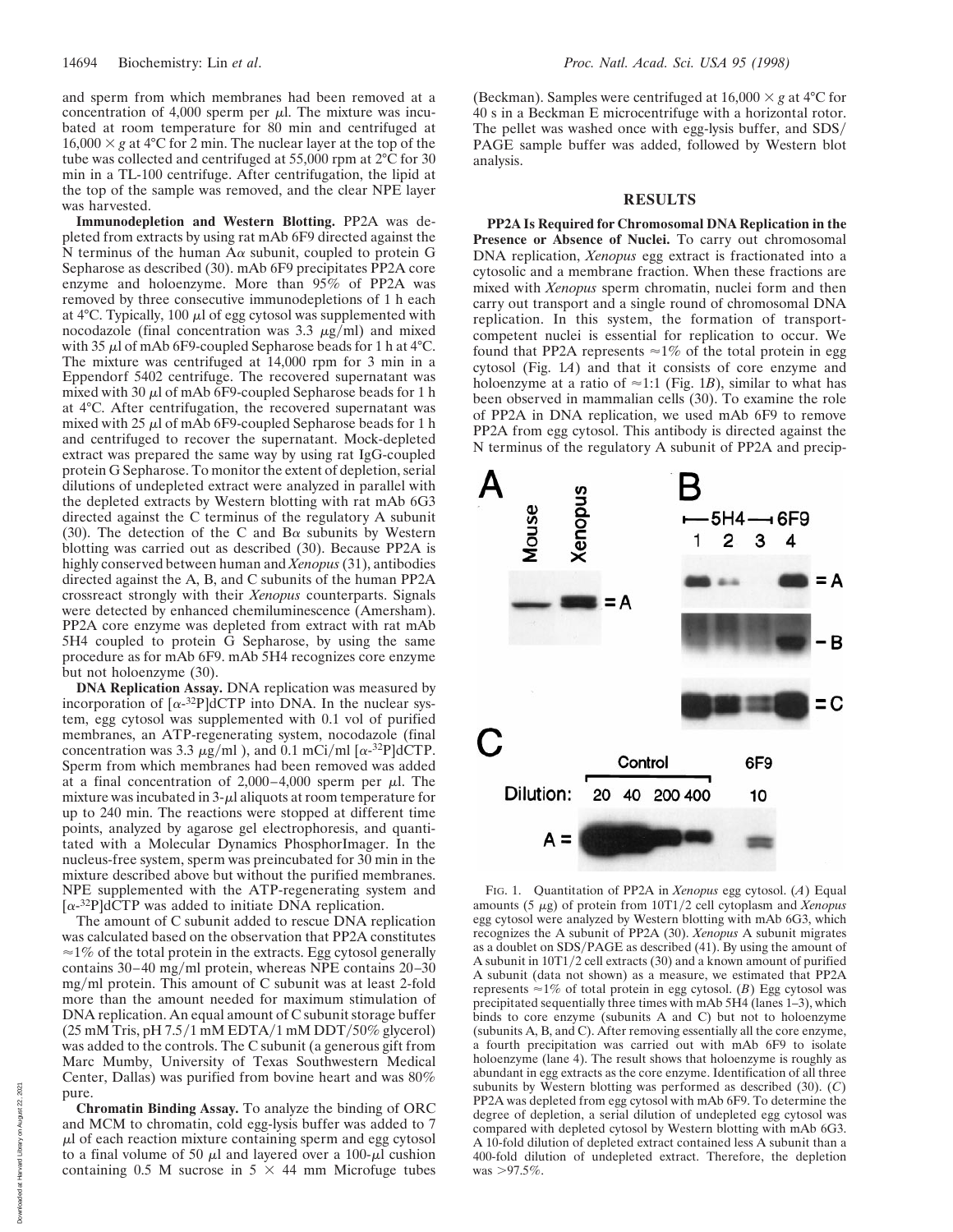and sperm from which membranes had been removed at a concentration of 4,000 sperm per μl. The mixture was incubated at room temperature for 80 min and centrifuged at 16,000 × *g* at 4°C for 2 min. The nuclear layer at the top of the tube was collected and centrifuged at 55,000 rpm at 2°C for 30 min in a TL-100 centrifuge. After centrifugation, the lipid at the top of the sample was removed, and the clear NPE layer was harvested.

**Immunodepletion and Western Blotting.** PP2A was depleted from extracts by using rat mAb 6F9 directed against the N terminus of the human Aα subunit, coupled to protein G Sepharose as described (30). mAb 6F9 precipitates PP2A core enzyme and holoenzyme. More than 95% of PP2A was removed by three consecutive immunodepletions of 1 h each at 4°C. Typically, 100 μl of egg cytosol was supplemented with nocodazole (final concentration was 3.3 μg/ml) and mixed with 35 μl of mAb 6F9-coupled Sepharose beads for 1 h at 4°C. The mixture was centrifuged at 14,000 rpm for 3 min in a Eppendorf 5402 centrifuge. The recovered supernatant was mixed with 30 μl of mAb 6F9-coupled Sepharose beads for 1 h at 4°C. After centrifugation, the recovered supernatant was mixed with 25 μl of mAb 6F9-coupled Sepharose beads for 1 h and centrifuged to recover the supernatant. Mock-depleted extract was prepared the same way by using rat IgG-coupled protein G Sepharose. To monitor the extent of depletion, serial dilutions of undepleted extract were analyzed in parallel with the depleted extracts by Western blotting with rat mAb 6G3 directed against the C terminus of the regulatory A subunit (30). The detection of the C and Bα subunits by Western blotting was carried out as described (30). Because PP2A is highly conserved between human and *Xenopus* (31), antibodies directed against the A, B, and C subunits of the human PP2A crossreact strongly with their *Xenopus* counterparts. Signals were detected by enhanced chemiluminescence (Amersham). PP2A core enzyme was depleted from extract with rat mAb 5H4 coupled to protein G Sepharose, by using the same procedure as for mAb 6F9. mAb 5H4 recognizes core enzyme but not holoenzyme (30).

**DNA Replication Assay.** DNA replication was measured by incorporation of [$\alpha$-$^{32}$P]dCTP into DNA. In the nuclear system, egg cytosol was supplemented with 0.1 vol of purified membranes, an ATP-regenerating system, nocodazole (final concentration was 3.3 μg/ml ), and 0.1 mCi/ml [$\alpha$-$^{32}$P]dCTP. Sperm from which membranes had been removed was added at a final concentration of 2,000–4,000 sperm per μl. The mixture was incubated in 3-μl aliquots at room temperature for up to 240 min. The reactions were stopped at different time points, analyzed by agarose gel electrophoresis, and quantitated with a Molecular Dynamics PhosphorImager. In the nucleus-free system, sperm was preincubated for 30 min in the mixture described above but without the purified membranes. NPE supplemented with the ATP-regenerating system and [$\alpha$-$^{32}$P]dCTP was added to initiate DNA replication.

The amount of C subunit added to rescue DNA replication was calculated based on the observation that PP2A constitutes ≈1% of the total protein in the extracts. Egg cytosol generally contains 30–40 mg/ml protein, whereas NPE contains 20–30 mg/ml protein. This amount of C subunit was at least 2-fold more than the amount needed for maximum stimulation of DNA replication. An equal amount of C subunit storage buffer (25 mM Tris, pH 7.5/1 mM EDTA/1 mM DDT/50% glycerol) was added to the controls. The C subunit (a generous gift from Marc Mumby, University of Texas Southwestern Medical Center, Dallas) was purified from bovine heart and was 80% pure.

**Chromatin Binding Assay.** To analyze the binding of ORC and MCM to chromatin, cold egg-lysis buffer was added to 7 μl of each reaction mixture containing sperm and egg cytosol to a final volume of 50 μl and layered over a 100-μl cushion containing 0.5 M sucrose in 5 × 44 mm Microfuge tubes (Beckman). Samples were centrifuged at 16,000 × *g* at 4°C for 40 s in a Beckman E microcentrifuge with a horizontal rotor. The pellet was washed once with egg-lysis buffer, and SDS/PAGE sample buffer was added, followed by Western blot analysis.

## RESULTS

**PP2A Is Required for Chromosomal DNA Replication in the Presence or Absence of Nuclei.** To carry out chromosomal DNA replication, *Xenopus* egg extract is fractionated into a cytosolic and a membrane fraction. When these fractions are mixed with *Xenopus* sperm chromatin, nuclei form and then carry out transport and a single round of chromosomal DNA replication. In this system, the formation of transport-competent nuclei is essential for replication to occur. We found that PP2A represents ≈1% of the total protein in egg cytosol (Fig. 1*A*) and that it consists of core enzyme and holoenzyme at a ratio of ≈1:1 (Fig. 1*B*), similar to what has been observed in mammalian cells (30). To examine the role of PP2A in DNA replication, we used mAb 6F9 to remove PP2A from egg cytosol. This antibody is directed against the N terminus of the regulatory A subunit of PP2A and precip-

FIG. 1. Quantitation of PP2A in *Xenopus* egg cytosol. (*A*) Equal amounts (5 μg) of protein from 10T1/2 cell cytoplasm and *Xenopus* egg cytosol were analyzed by Western blotting with mAb 6G3, which recognizes the A subunit of PP2A (30). *Xenopus* A subunit migrates as a doublet on SDS/PAGE as described (41). By using the amount of A subunit in 10T1/2 cell extracts (30) and a known amount of purified A subunit (data not shown) as a measure, we estimated that PP2A represents ≈1% of total protein in egg cytosol. (*B*) Egg cytosol was precipitated sequentially three times with mAb 5H4 (lanes 1–3), which binds to core enzyme (subunits A and C) but not to holoenzyme (subunits A, B, and C). After removing essentially all the core enzyme, a fourth precipitation was carried out with mAb 6F9 to isolate holoenzyme (lane 4). The result shows that holoenzyme is roughly as abundant in egg extracts as the core enzyme. Identification of all three subunits by Western blotting was performed as described (30). (*C*) PP2A was depleted from egg cytosol with mAb 6F9. To determine the degree of depletion, a serial dilution of undepleted egg cytosol was compared with depleted cytosol by Western blotting with mAb 6G3. A 10-fold dilution of depleted extract contained less A subunit than a 400-fold dilution of undepleted extract. Therefore, the depletion was >97.5%.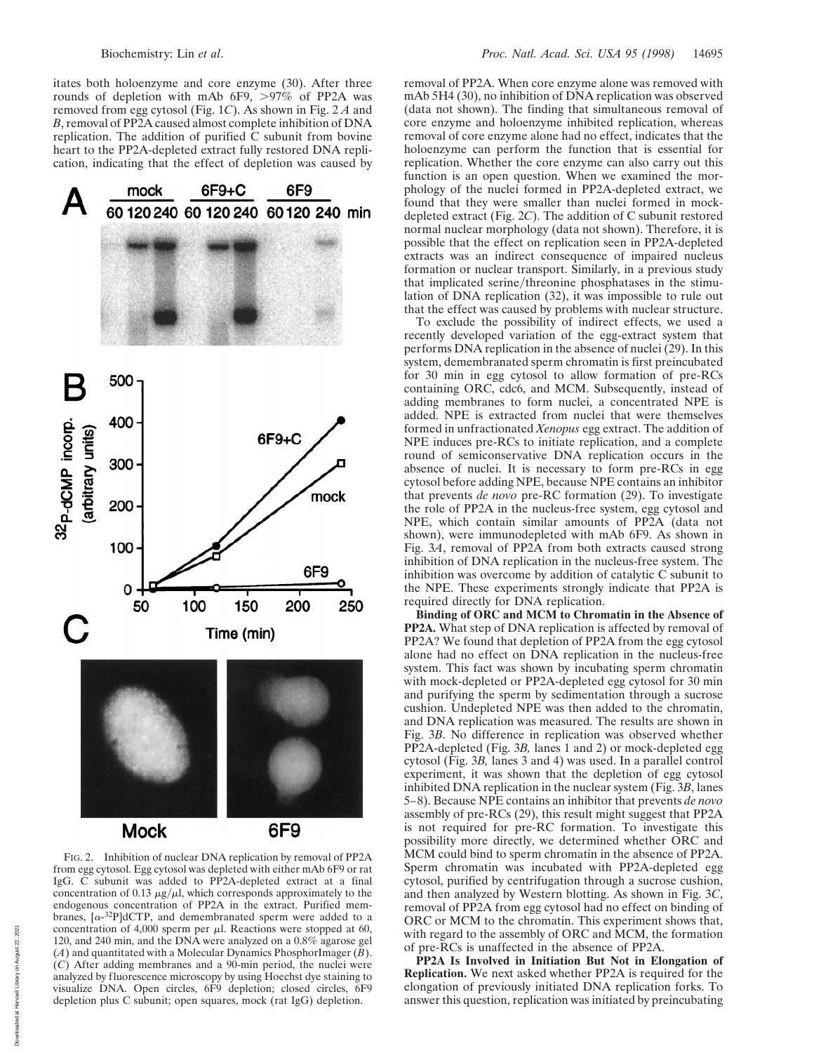itates both holoenzyme and core enzyme (30). After three rounds of depletion with mAb 6F9, >97% of PP2A was removed from egg cytosol (Fig. 1*C*). As shown in Fig. 2 *A* and *B*, removal of PP2A caused almost complete inhibition of DNA replication. The addition of purified C subunit from bovine heart to the PP2A-depleted extract fully restored DNA replication, indicating that the effect of depletion was caused by removal of PP2A. When core enzyme alone was removed with mAb 5H4 (30), no inhibition of DNA replication was observed (data not shown). The finding that simultaneous removal of core enzyme and holoenzyme inhibited replication, whereas removal of core enzyme alone had no effect, indicates that the holoenzyme can perform the function that is essential for replication. Whether the core enzyme can also carry out this function is an open question. When we examined the morphology of the nuclei formed in PP2A-depleted extract, we found that they were smaller than nuclei formed in mock-depleted extract (Fig. 2*C*). The addition of C subunit restored normal nuclear morphology (data not shown). Therefore, it is possible that the effect on replication seen in PP2A-depleted extracts was an indirect consequence of impaired nucleus formation or nuclear transport. Similarly, in a previous study that implicated serine/threonine phosphatases in the stimulation of DNA replication (32), it was impossible to rule out that the effect was caused by problems with nuclear structure.

FIG. 2. Inhibition of nuclear DNA replication by removal of PP2A from egg cytosol. Egg cytosol was depleted with either mAb 6F9 or rat IgG. C subunit was added to PP2A-depleted extract at a final concentration of 0.13 μg/μl, which corresponds approximately to the endogenous concentration of PP2A in the extract. Purified membranes, [α-$^{32}$P]dCTP, and demembranated sperm were added to a concentration of 4,000 sperm per μl. Reactions were stopped at 60, 120, and 240 min, and the DNA were analyzed on a 0.8% agarose gel (*A*) and quantitated with a Molecular Dynamics PhosphorImager (*B*). (*C*) After adding membranes and a 90-min period, the nuclei were analyzed by fluorescence microscopy by using Hoechst dye staining to visualize DNA. Open circles, 6F9 depletion; closed circles, 6F9 depletion plus C subunit; open squares, mock (rat IgG) depletion.

To exclude the possibility of indirect effects, we used a recently developed variation of the egg-extract system that performs DNA replication in the absence of nuclei (29). In this system, demembranated sperm chromatin is first preincubated for 30 min in egg cytosol to allow formation of pre-RCs containing ORC, cdc6, and MCM. Subsequently, instead of adding membranes to form nuclei, a concentrated NPE is added. NPE is extracted from nuclei that were themselves formed in unfractionated *Xenopus* egg extract. The addition of NPE induces pre-RCs to initiate replication, and a complete round of semiconservative DNA replication occurs in the absence of nuclei. It is necessary to form pre-RCs in egg cytosol before adding NPE, because NPE contains an inhibitor that prevents *de novo* pre-RC formation (29). To investigate the role of PP2A in the nucleus-free system, egg cytosol and NPE, which contain similar amounts of PP2A (data not shown), were immunodepleted with mAb 6F9. As shown in Fig. 3*A*, removal of PP2A from both extracts caused strong inhibition of DNA replication in the nucleus-free system. The inhibition was overcome by addition of catalytic C subunit to the NPE. These experiments strongly indicate that PP2A is required directly for DNA replication.

**Binding of ORC and MCM to Chromatin in the Absence of PP2A.** What step of DNA replication is affected by removal of PP2A? We found that depletion of PP2A from the egg cytosol alone had no effect on DNA replication in the nucleus-free system. This fact was shown by incubating sperm chromatin with mock-depleted or PP2A-depleted egg cytosol for 30 min and purifying the sperm by sedimentation through a sucrose cushion. Undepleted NPE was then added to the chromatin, and DNA replication was measured. The results are shown in Fig. 3*B*. No difference in replication was observed whether PP2A-depleted (Fig. 3*B,* lanes 1 and 2) or mock-depleted egg cytosol (Fig. 3*B,* lanes 3 and 4) was used. In a parallel control experiment, it was shown that the depletion of egg cytosol inhibited DNA replication in the nuclear system (Fig. 3*B*, lanes 5–8). Because NPE contains an inhibitor that prevents *de novo* assembly of pre-RCs (29), this result might suggest that PP2A is not required for pre-RC formation. To investigate this possibility more directly, we determined whether ORC and MCM could bind to sperm chromatin in the absence of PP2A. Sperm chromatin was incubated with PP2A-depleted egg cytosol, purified by centrifugation through a sucrose cushion, and then analyzed by Western blotting. As shown in Fig. 3*C*, removal of PP2A from egg cytosol had no effect on binding of ORC or MCM to the chromatin. This experiment shows that, with regard to the assembly of ORC and MCM, the formation of pre-RCs is unaffected in the absence of PP2A.

**PP2A Is Involved in Initiation But Not in Elongation of Replication.** We next asked whether PP2A is required for the elongation of previously initiated DNA replication forks. To answer this question, replication was initiated by preincubating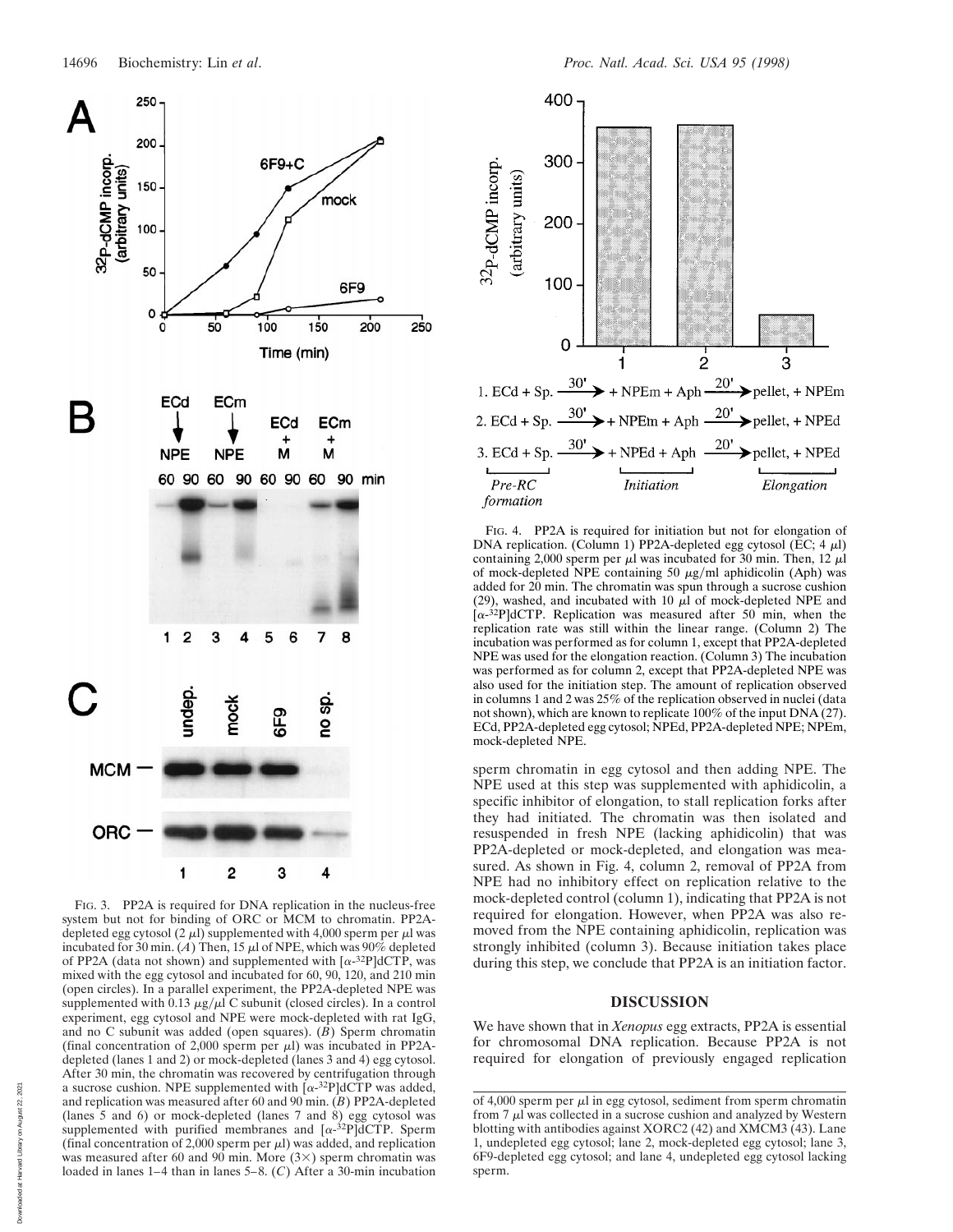FIG. 3. PP2A is required for DNA replication in the nucleus-free system but not for binding of ORC or MCM to chromatin. PP2A-depleted egg cytosol (2 μl) supplemented with 4,000 sperm per μl was incubated for 30 min. (*A*) Then, 15 μl of NPE, which was 90% depleted of PP2A (data not shown) and supplemented with [α-$^{32}$P]dCTP, was mixed with the egg cytosol and incubated for 60, 90, 120, and 210 min (open circles). In a parallel experiment, the PP2A-depleted NPE was supplemented with 0.13 μg/μl C subunit (closed circles). In a control experiment, egg cytosol and NPE were mock-depleted with rat IgG, and no C subunit was added (open squares). (*B*) Sperm chromatin (final concentration of 2,000 sperm per μl) was incubated in PP2A-depleted (lanes 1 and 2) or mock-depleted (lanes 3 and 4) egg cytosol. After 30 min, the chromatin was recovered by centrifugation through a sucrose cushion. NPE supplemented with [α-$^{32}$P]dCTP was added, and replication was measured after 60 and 90 min. (*B*) PP2A-depleted (lanes 5 and 6) or mock-depleted (lanes 7 and 8) egg cytosol was supplemented with purified membranes and [α-$^{32}$P]dCTP. Sperm (final concentration of 2,000 sperm per μl) was added, and replication was measured after 60 and 90 min. More (3×) sperm chromatin was loaded in lanes 1–4 than in lanes 5–8. (*C*) After a 30-min incubation of 4,000 sperm per μl in egg cytosol, sediment from sperm chromatin from 7 μl was collected in a sucrose cushion and analyzed by Western blotting with antibodies against XORC2 (42) and XMCM3 (43). Lane 1, undepleted egg cytosol; lane 2, mock-depleted egg cytosol; lane 3, 6F9-depleted egg cytosol; and lane 4, undepleted egg cytosol lacking sperm.

FIG. 4. PP2A is required for initiation but not for elongation of DNA replication. (Column 1) PP2A-depleted egg cytosol (EC; 4 μl) containing 2,000 sperm per μl was incubated for 30 min. Then, 12 μl of mock-depleted NPE containing 50 μg/ml aphidicolin (Aph) was added for 20 min. The chromatin was spun through a sucrose cushion (29), washed, and incubated with 10 μl of mock-depleted NPE and [α-$^{32}$P]dCTP. Replication was measured after 50 min, when the replication rate was still within the linear range. (Column 2) The incubation was performed as for column 1, except that PP2A-depleted NPE was used for the elongation reaction. (Column 3) The incubation was performed as for column 2, except that PP2A-depleted NPE was also used for the initiation step. The amount of replication observed in columns 1 and 2 was 25% of the replication observed in nuclei (data not shown), which are known to replicate 100% of the input DNA (27). ECd, PP2A-depleted egg cytosol; NPEd, PP2A-depleted NPE; NPEm, mock-depleted NPE.

sperm chromatin in egg cytosol and then adding NPE. The NPE used at this step was supplemented with aphidicolin, a specific inhibitor of elongation, to stall replication forks after they had initiated. The chromatin was then isolated and resuspended in fresh NPE (lacking aphidicolin) that was PP2A-depleted or mock-depleted, and elongation was measured. As shown in Fig. 4, column 2, removal of PP2A from NPE had no inhibitory effect on replication relative to the mock-depleted control (column 1), indicating that PP2A is not required for elongation. However, when PP2A was also removed from the NPE containing aphidicolin, replication was strongly inhibited (column 3). Because initiation takes place during this step, we conclude that PP2A is an initiation factor.

## DISCUSSION

We have shown that in *Xenopus* egg extracts, PP2A is essential for chromosomal DNA replication. Because PP2A is not required for elongation of previously engaged replication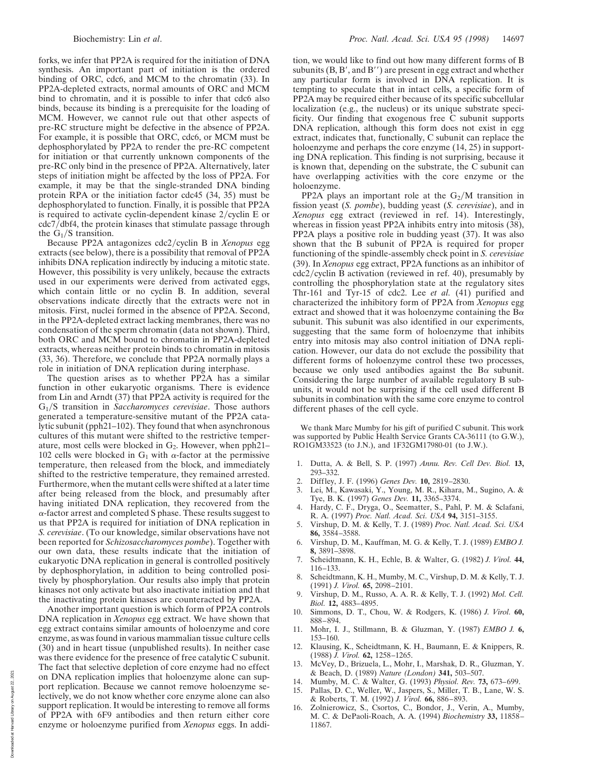forks, we infer that PP2A is required for the initiation of DNA synthesis. An important part of initiation is the ordered binding of ORC, cdc6, and MCM to the chromatin (33). In PP2A-depleted extracts, normal amounts of ORC and MCM bind to chromatin, and it is possible to infer that cdc6 also binds, because its binding is a prerequisite for the loading of MCM. However, we cannot rule out that other aspects of pre-RC structure might be defective in the absence of PP2A. For example, it is possible that ORC, cdc6, or MCM must be dephosphorylated by PP2A to render the pre-RC competent for initiation or that currently unknown components of the pre-RC only bind in the presence of PP2A. Alternatively, later steps of initiation might be affected by the loss of PP2A. For example, it may be that the single-stranded DNA binding protein RPA or the initiation factor cdc45 (34, 35) must be dephosphorylated to function. Finally, it is possible that PP2A is required to activate cyclin-dependent kinase 2/cyclin E or cdc7/dbf4, the protein kinases that stimulate passage through the $G_1$/S transition.

Because PP2A antagonizes cdc2/cyclin B in *Xenopus* egg extracts (see below), there is a possibility that removal of PP2A inhibits DNA replication indirectly by inducing a mitotic state. However, this possibility is very unlikely, because the extracts used in our experiments were derived from activated eggs, which contain little or no cyclin B. In addition, several observations indicate directly that the extracts were not in mitosis. First, nuclei formed in the absence of PP2A. Second, in the PP2A-depleted extract lacking membranes, there was no condensation of the sperm chromatin (data not shown). Third, both ORC and MCM bound to chromatin in PP2A-depleted extracts, whereas neither protein binds to chromatin in mitosis (33, 36). Therefore, we conclude that PP2A normally plays a role in initiation of DNA replication during interphase.

The question arises as to whether PP2A has a similar function in other eukaryotic organisms. There is evidence from Lin and Arndt (37) that PP2A activity is required for the $G_1$/S transition in *Saccharomyces cerevisiae*. Those authors generated a temperature-sensitive mutant of the PP2A catalytic subunit (pph21–102). They found that when asynchronous cultures of this mutant were shifted to the restrictive temperature, most cells were blocked in $G_2$. However, when pph21–102 cells were blocked in $G_1$ with α-factor at the permissive temperature, then released from the block, and immediately shifted to the restrictive temperature, they remained arrested. Furthermore, when the mutant cells were shifted at a later time after being released from the block, and presumably after having initiated DNA replication, they recovered from the α-factor arrest and completed S phase. These results suggest to us that PP2A is required for initiation of DNA replication in *S. cerevisiae*. (To our knowledge, similar observations have not been reported for *Schizosaccharomyces pombe*). Together with our own data, these results indicate that the initiation of eukaryotic DNA replication in general is controlled positively by dephosphorylation, in addition to being controlled positively by phosphorylation. Our results also imply that protein kinases not only activate but also inactivate initiation and that the inactivating protein kinases are counteracted by PP2A.

Another important question is which form of PP2A controls DNA replication in *Xenopus* egg extract. We have shown that egg extract contains similar amounts of holoenzyme and core enzyme, as was found in various mammalian tissue culture cells (30) and in heart tissue (unpublished results). In neither case was there evidence for the presence of free catalytic C subunit. The fact that selective depletion of core enzyme had no effect on DNA replication implies that holoenzyme alone can support replication. Because we cannot remove holoenzyme selectively, we do not know whether core enzyme alone can also support replication. It would be interesting to remove all forms of PP2A with 6F9 antibodies and then return either core enzyme or holoenzyme purified from *Xenopus* eggs. In addition, we would like to find out how many different forms of B subunits (B, B′, and B′′) are present in egg extract and whether any particular form is involved in DNA replication. It is tempting to speculate that in intact cells, a specific form of PP2A may be required either because of its specific subcellular localization (e.g., the nucleus) or its unique substrate specificity. Our finding that exogenous free C subunit supports DNA replication, although this form does not exist in egg extract, indicates that, functionally, C subunit can replace the holoenzyme and perhaps the core enzyme (14, 25) in supporting DNA replication. This finding is not surprising, because it is known that, depending on the substrate, the C subunit can have overlapping activities with the core enzyme or the holoenzyme.

PP2A plays an important role at the $G_2$/M transition in fission yeast (*S. pombe*), budding yeast (*S. cerevisiae*), and in *Xenopus* egg extract (reviewed in ref. 14). Interestingly, whereas in fission yeast PP2A inhibits entry into mitosis (38), PP2A plays a positive role in budding yeast (37). It was also shown that the B subunit of PP2A is required for proper functioning of the spindle-assembly check point in *S. cerevisiae* (39). In *Xenopus* egg extract, PP2A functions as an inhibitor of cdc2/cyclin B activation (reviewed in ref. 40), presumably by controlling the phosphorylation state at the regulatory sites Thr-161 and Tyr-15 of cdc2. Lee *et al.* (41) purified and characterized the inhibitory form of PP2A from *Xenopus* egg extract and showed that it was holoenzyme containing the Bα subunit. This subunit was also identified in our experiments, suggesting that the same form of holoenzyme that inhibits entry into mitosis may also control initiation of DNA replication. However, our data do not exclude the possibility that different forms of holoenzyme control these two processes, because we only used antibodies against the Bα subunit. Considering the large number of available regulatory B subunits, it would not be surprising if the cell used different B subunits in combination with the same core enzyme to control different phases of the cell cycle.

We thank Marc Mumby for his gift of purified C subunit. This work was supported by Public Health Service Grants CA-36111 (to G.W.), RO1GM33523 (to J.N.), and 1F32GM17980-01 (to J.W.).

1. Dutta, A. & Bell, S. P. (1997) *Annu. Rev. Cell Dev. Biol.* **13,** 293–332.
2. Diffley, J. F. (1996) *Genes Dev.* **10,** 2819–2830.
3. Lei, M., Kawasaki, Y., Young, M. R., Kihara, M., Sugino, A. & Tye, B. K. (1997) *Genes Dev.* **11,** 3365–3374.
4. Hardy, C. F., Dryga, O., Seematter, S., Pahl, P. M. & Sclafani, R. A. (1997) *Proc. Natl. Acad. Sci. USA* **94,** 3151–3155.
5. Virshup, D. M. & Kelly, T. J. (1989) *Proc. Natl. Acad. Sci. USA* **86,** 3584–3588.
6. Virshup, D. M., Kauffman, M. G. & Kelly, T. J. (1989) *EMBO J.* **8,** 3891–3898.
7. Scheidtmann, K. H., Echle, B. & Walter, G. (1982) *J. Virol.* **44,** 116–133.
8. Scheidtmann, K. H., Mumby, M. C., Virshup, D. M. & Kelly, T. J. (1991) *J. Virol.* **65,** 2098–2101.
9. Virshup, D. M., Russo, A. A. R. & Kelly, T. J. (1992) *Mol. Cell. Biol.* **12,** 4883–4895.
10. Simmons, D. T., Chou, W. & Rodgers, K. (1986) *J. Virol.* **60,** 888–894.
11. Mohr, I. J., Stillmann, B. & Gluzman, Y. (1987) *EMBO J.* **6,** 153–160.
12. Klausing, K., Scheidtmann, K. H., Baumann, E. & Knippers, R. (1988) *J. Virol.* **62,** 1258–1265.
13. McVey, D., Brizuela, L., Mohr, I., Marshak, D. R., Gluzman, Y. & Beach, D. (1989) *Nature (London)* **341,** 503–507.
14. Mumby, M. C. & Walter, G. (1993) *Physiol. Rev.* **73,** 673–699.
15. Pallas, D. C., Weller, W., Jaspers, S., Miller, T. B., Lane, W. S. & Roberts, T. M. (1992) *J. Virol.* **66,** 886–893.
16. Zolnierowicz, S., Csortos, C., Bondor, J., Verin, A., Mumby, M. C. & DePaoli-Roach, A. A. (1994) *Biochemistry* **33,** 11858–11867.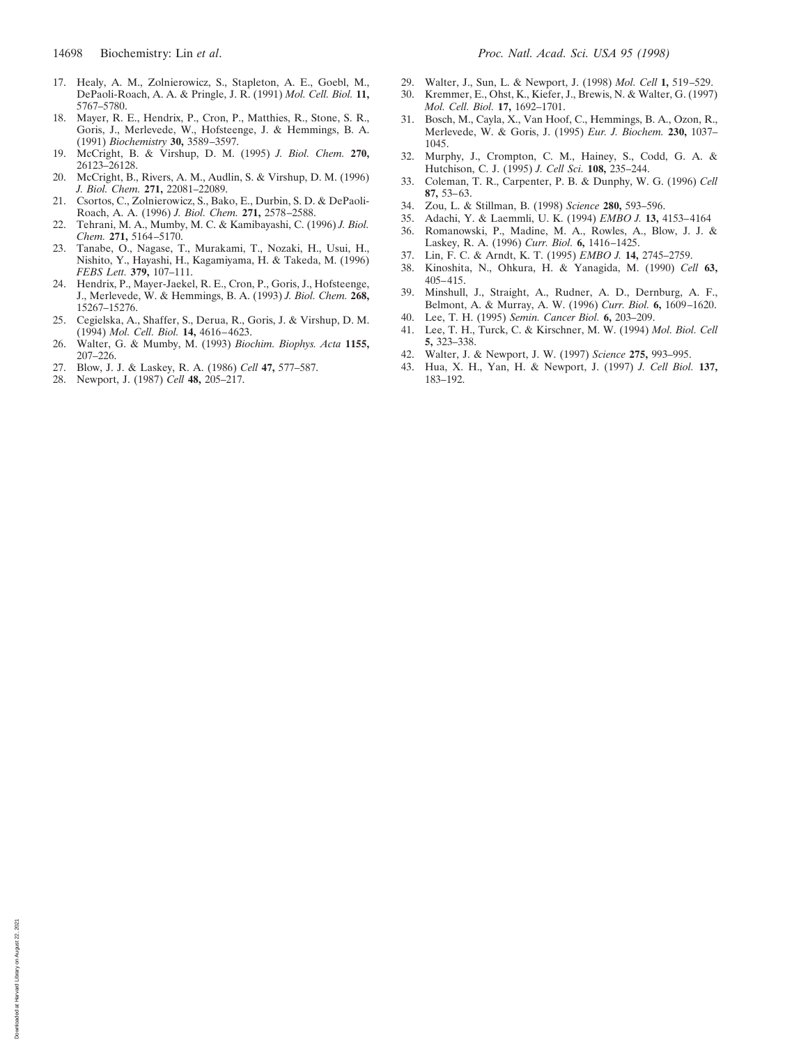17. Healy, A. M., Zolnierowicz, S., Stapleton, A. E., Goebl, M., DePaoli-Roach, A. A. & Pringle, J. R. (1991) *Mol. Cell. Biol.* **11,** 5767–5780.
18. Mayer, R. E., Hendrix, P., Cron, P., Matthies, R., Stone, S. R., Goris, J., Merlevede, W., Hofsteenge, J. & Hemmings, B. A. (1991) *Biochemistry* **30,** 3589–3597.
19. McCright, B. & Virshup, D. M. (1995) *J. Biol. Chem.* **270,** 26123–26128.
20. McCright, B., Rivers, A. M., Audlin, S. & Virshup, D. M. (1996) *J. Biol. Chem.* **271,** 22081–22089.
21. Csortos, C., Zolnierowicz, S., Bako, E., Durbin, S. D. & DePaoli-Roach, A. A. (1996) *J. Biol. Chem.* **271,** 2578–2588.
22. Tehrani, M. A., Mumby, M. C. & Kamibayashi, C. (1996) *J. Biol. Chem.* **271,** 5164–5170.
23. Tanabe, O., Nagase, T., Murakami, T., Nozaki, H., Usui, H., Nishito, Y., Hayashi, H., Kagamiyama, H. & Takeda, M. (1996) *FEBS Lett.* **379,** 107–111.
24. Hendrix, P., Mayer-Jaekel, R. E., Cron, P., Goris, J., Hofsteenge, J., Merlevede, W. & Hemmings, B. A. (1993) *J. Biol. Chem.* **268,** 15267–15276.
25. Cegielska, A., Shaffer, S., Derua, R., Goris, J. & Virshup, D. M. (1994) *Mol. Cell. Biol.* **14,** 4616–4623.
26. Walter, G. & Mumby, M. (1993) *Biochim. Biophys. Acta* **1155,** 207–226.
27. Blow, J. J. & Laskey, R. A. (1986) *Cell* **47,** 577–587.
28. Newport, J. (1987) *Cell* **48,** 205–217.
29. Walter, J., Sun, L. & Newport, J. (1998) *Mol. Cell* **1,** 519–529.
30. Kremmer, E., Ohst, K., Kiefer, J., Brewis, N. & Walter, G. (1997) *Mol. Cell. Biol.* **17,** 1692–1701.
31. Bosch, M., Cayla, X., Van Hoof, C., Hemmings, B. A., Ozon, R., Merlevede, W. & Goris, J. (1995) *Eur. J. Biochem.* **230,** 1037–1045.
32. Murphy, J., Crompton, C. M., Hainey, S., Codd, G. A. & Hutchison, C. J. (1995) *J. Cell Sci.* **108,** 235–244.
33. Coleman, T. R., Carpenter, P. B. & Dunphy, W. G. (1996) *Cell* **87,** 53–63.
34. Zou, L. & Stillman, B. (1998) *Science* **280,** 593–596.
35. Adachi, Y. & Laemmli, U. K. (1994) *EMBO J.* **13,** 4153–4164
36. Romanowski, P., Madine, M. A., Rowles, A., Blow, J. J. & Laskey, R. A. (1996) *Curr. Biol.* **6,** 1416–1425.
37. Lin, F. C. & Arndt, K. T. (1995) *EMBO J.* **14,** 2745–2759.
38. Kinoshita, N., Ohkura, H. & Yanagida, M. (1990) *Cell* **63,** 405–415.
39. Minshull, J., Straight, A., Rudner, A. D., Dernburg, A. F., Belmont, A. & Murray, A. W. (1996) *Curr. Biol.* **6,** 1609–1620.
40. Lee, T. H. (1995) *Semin. Cancer Biol.* **6,** 203–209.
41. Lee, T. H., Turck, C. & Kirschner, M. W. (1994) *Mol. Biol. Cell* **5,** 323–338.
42. Walter, J. & Newport, J. W. (1997) *Science* **275,** 993–995.
43. Hua, X. H., Yan, H. & Newport, J. (1997) *J. Cell Biol.* **137,** 183–192.